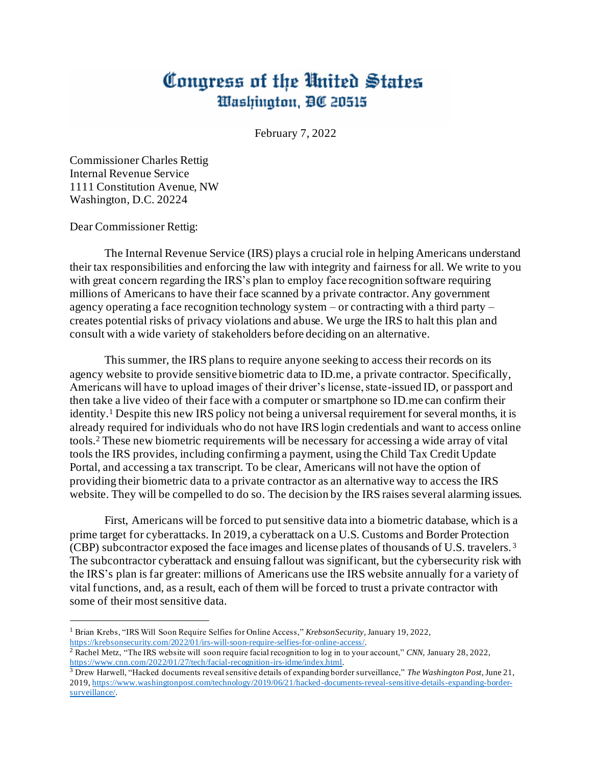# Congress of the United States
## Washington, DC 20515

February 7, 2022

Commissioner Charles Rettig
Internal Revenue Service
1111 Constitution Avenue, NW
Washington, D.C. 20224

Dear Commissioner Rettig:

The Internal Revenue Service (IRS) plays a crucial role in helping Americans understand their tax responsibilities and enforcing the law with integrity and fairness for all. We write to you with great concern regarding the IRS's plan to employ face recognition software requiring millions of Americans to have their face scanned by a private contractor. Any government agency operating a face recognition technology system – or contracting with a third party – creates potential risks of privacy violations and abuse. We urge the IRS to halt this plan and consult with a wide variety of stakeholders before deciding on an alternative.

This summer, the IRS plans to require anyone seeking to access their records on its agency website to provide sensitive biometric data to ID.me, a private contractor. Specifically, Americans will have to upload images of their driver's license, state-issued ID, or passport and then take a live video of their face with a computer or smartphone so ID.me can confirm their identity.[1] Despite this new IRS policy not being a universal requirement for several months, it is already required for individuals who do not have IRS login credentials and want to access online tools.[2] These new biometric requirements will be necessary for accessing a wide array of vital tools the IRS provides, including confirming a payment, using the Child Tax Credit Update Portal, and accessing a tax transcript. To be clear, Americans will not have the option of providing their biometric data to a private contractor as an alternative way to access the IRS website. They will be compelled to do so. The decision by the IRS raises several alarming issues.

First, Americans will be forced to put sensitive data into a biometric database, which is a prime target for cyberattacks. In 2019, a cyberattack on a U.S. Customs and Border Protection (CBP) subcontractor exposed the face images and license plates of thousands of U.S. travelers.[3] The subcontractor cyberattack and ensuing fallout was significant, but the cybersecurity risk with the IRS's plan is far greater: millions of Americans use the IRS website annually for a variety of vital functions, and, as a result, each of them will be forced to trust a private contractor with some of their most sensitive data.

---

[1] Brian Krebs, "IRS Will Soon Require Selfies for Online Access," *KrebsonSecurity*, January 19, 2022, https://krebsonsecurity.com/2022/01/irs-will-soon-require-selfies-for-online-access/.

[2] Rachel Metz, "The IRS website will soon require facial recognition to log in to your account," *CNN*, January 28, 2022, https://www.cnn.com/2022/01/27/tech/facial-recognition-irs-idme/index.html.

[3] Drew Harwell, "Hacked documents reveal sensitive details of expanding border surveillance," *The Washington Post*, June 21, 2019, https://www.washingtonpost.com/technology/2019/06/21/hacked-documents-reveal-sensitive-details-expanding-border-surveillance/.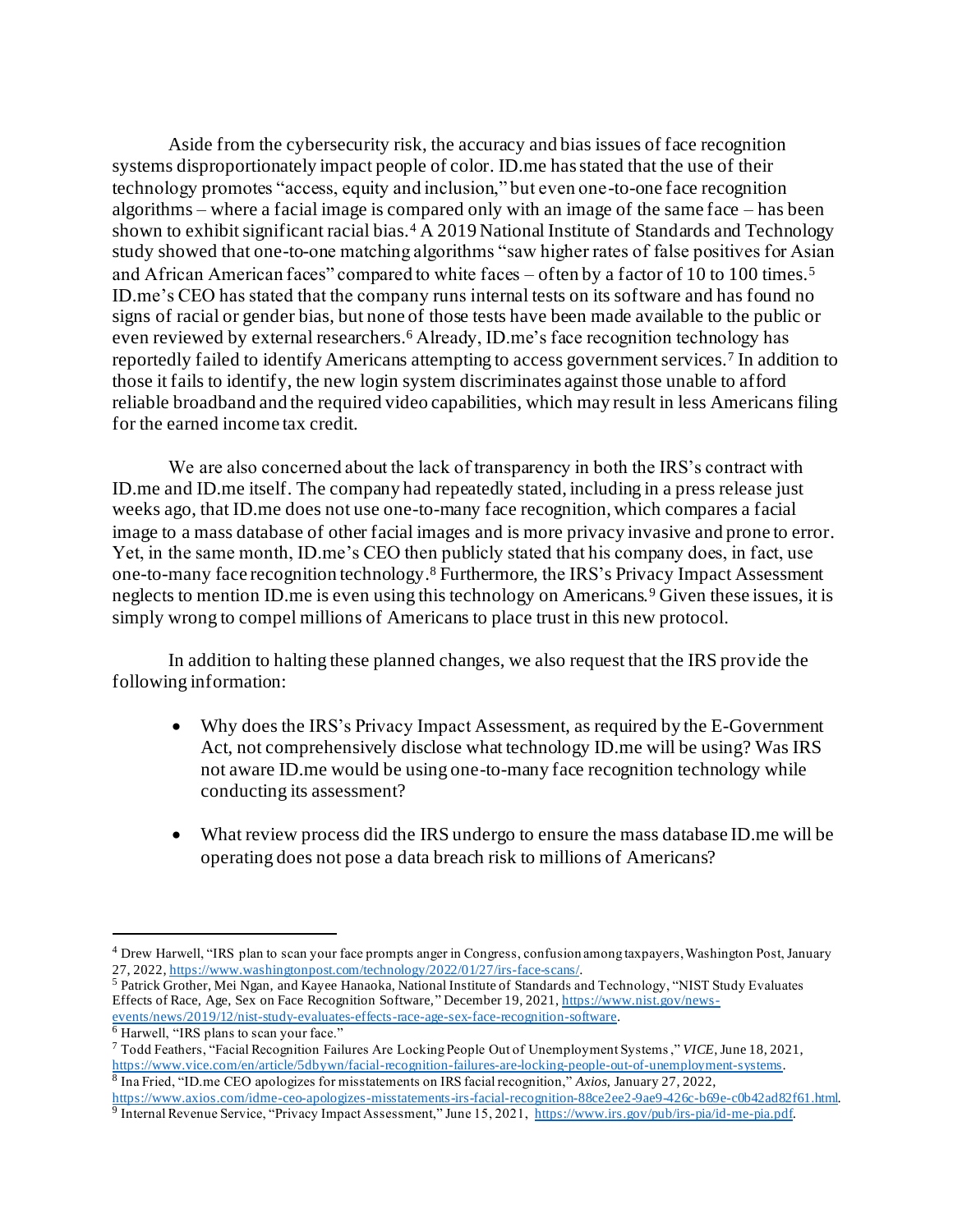Aside from the cybersecurity risk, the accuracy and bias issues of face recognition systems disproportionately impact people of color. ID.me has stated that the use of their technology promotes "access, equity and inclusion," but even one-to-one face recognition algorithms – where a facial image is compared only with an image of the same face – has been shown to exhibit significant racial bias.[4] A 2019 National Institute of Standards and Technology study showed that one-to-one matching algorithms "saw higher rates of false positives for Asian and African American faces" compared to white faces – often by a factor of 10 to 100 times.[5] ID.me's CEO has stated that the company runs internal tests on its software and has found no signs of racial or gender bias, but none of those tests have been made available to the public or even reviewed by external researchers.[6] Already, ID.me's face recognition technology has reportedly failed to identify Americans attempting to access government services.[7] In addition to those it fails to identify, the new login system discriminates against those unable to afford reliable broadband and the required video capabilities, which may result in less Americans filing for the earned income tax credit.

We are also concerned about the lack of transparency in both the IRS's contract with ID.me and ID.me itself. The company had repeatedly stated, including in a press release just weeks ago, that ID.me does not use one-to-many face recognition, which compares a facial image to a mass database of other facial images and is more privacy invasive and prone to error. Yet, in the same month, ID.me's CEO then publicly stated that his company does, in fact, use one-to-many face recognition technology.[8] Furthermore, the IRS's Privacy Impact Assessment neglects to mention ID.me is even using this technology on Americans.[9] Given these issues, it is simply wrong to compel millions of Americans to place trust in this new protocol.

In addition to halting these planned changes, we also request that the IRS provide the following information:

- Why does the IRS's Privacy Impact Assessment, as required by the E-Government Act, not comprehensively disclose what technology ID.me will be using? Was IRS not aware ID.me would be using one-to-many face recognition technology while conducting its assessment?

- What review process did the IRS undergo to ensure the mass database ID.me will be operating does not pose a data breach risk to millions of Americans?

---

[4] Drew Harwell, "IRS plan to scan your face prompts anger in Congress, confusion among taxpayers, Washington Post, January 27, 2022, https://www.washingtonpost.com/technology/2022/01/27/irs-face-scans/.

[5] Patrick Grother, Mei Ngan, and Kayee Hanaoka, National Institute of Standards and Technology, "NIST Study Evaluates Effects of Race, Age, Sex on Face Recognition Software," December 19, 2021, https://www.nist.gov/news-events/news/2019/12/nist-study-evaluates-effects-race-age-sex-face-recognition-software.

[6] Harwell, "IRS plans to scan your face."

[7] Todd Feathers, "Facial Recognition Failures Are Locking People Out of Unemployment Systems," *VICE*, June 18, 2021, https://www.vice.com/en/article/5dbywn/facial-recognition-failures-are-locking-people-out-of-unemployment-systems.

[8] Ina Fried, "ID.me CEO apologizes for misstatements on IRS facial recognition," *Axios*, January 27, 2022, https://www.axios.com/idme-ceo-apologizes-misstatements-irs-facial-recognition-88ce2ee2-9ae9-426c-b69e-c0b42ad82f61.html.

[9] Internal Revenue Service, "Privacy Impact Assessment," June 15, 2021, https://www.irs.gov/pub/irs-pia/id-me-pia.pdf.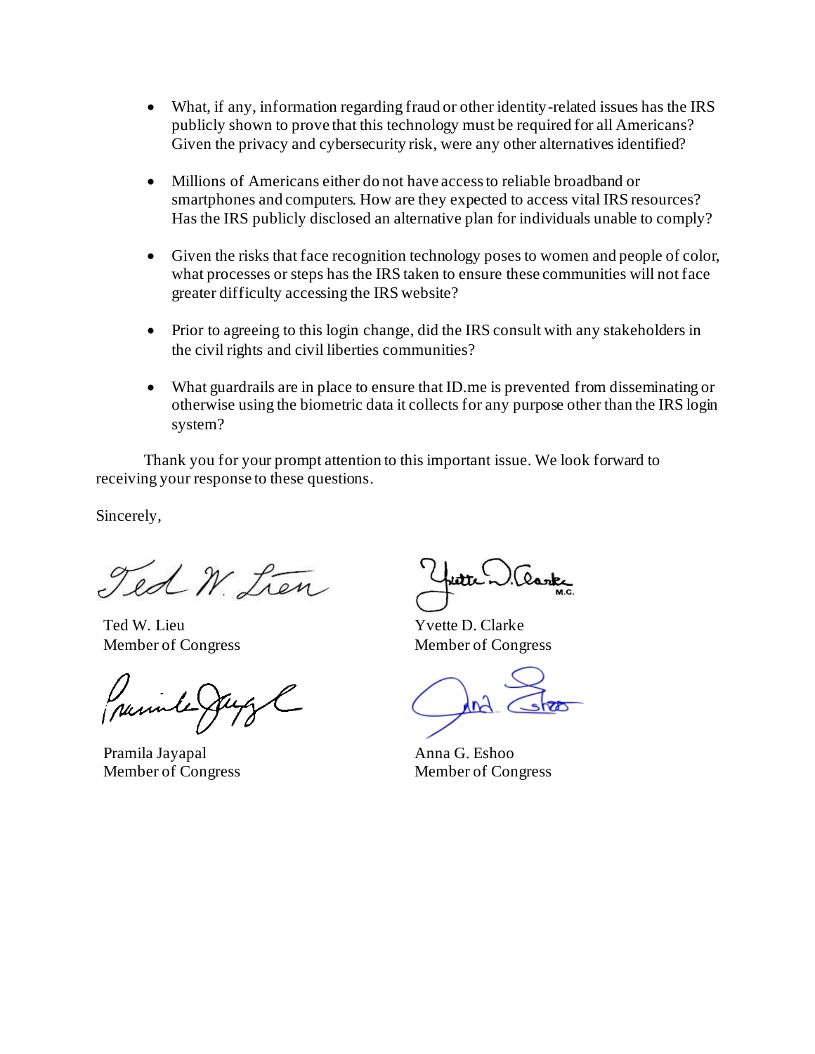- What, if any, information regarding fraud or other identity-related issues has the IRS publicly shown to prove that this technology must be required for all Americans? Given the privacy and cybersecurity risk, were any other alternatives identified?

- Millions of Americans either do not have access to reliable broadband or smartphones and computers. How are they expected to access vital IRS resources? Has the IRS publicly disclosed an alternative plan for individuals unable to comply?

- Given the risks that face recognition technology poses to women and people of color, what processes or steps has the IRS taken to ensure these communities will not face greater difficulty accessing the IRS website?

- Prior to agreeing to this login change, did the IRS consult with any stakeholders in the civil rights and civil liberties communities?

- What guardrails are in place to ensure that ID.me is prevented from disseminating or otherwise using the biometric data it collects for any purpose other than the IRS login system?

Thank you for your prompt attention to this important issue. We look forward to receiving your response to these questions.

Sincerely,

Ted W. Lieu
Member of Congress

Yvette D. Clarke
Member of Congress

Pramila Jayapal
Member of Congress

Anna G. Eshoo
Member of Congress